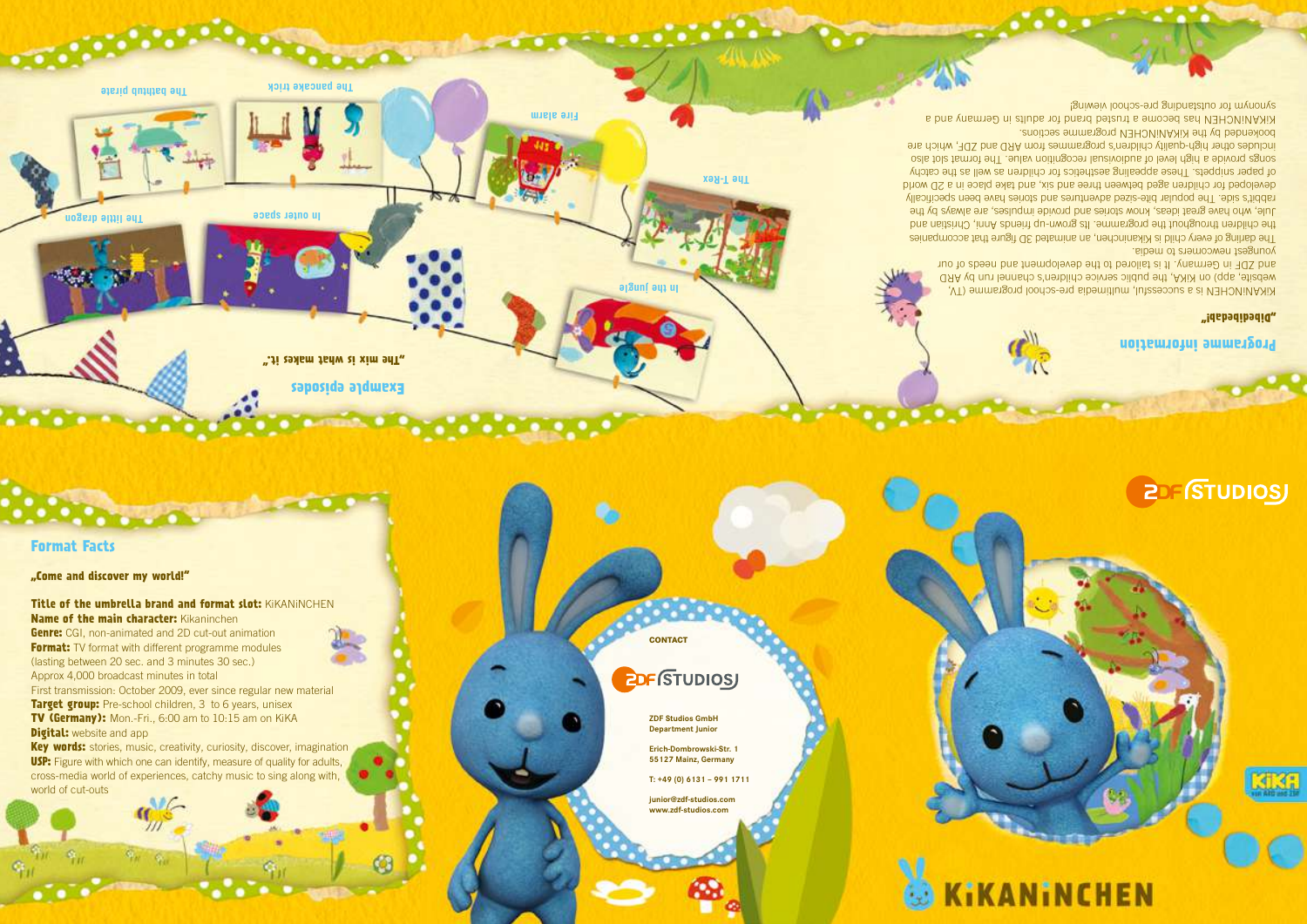## Programme information

**„Dibedidebab!"**

KiKANiNCHEN is a successful, multimedia pre-school programme (TV, website, app) on KiKA, the public service children's channel run by ARD and ZDF in Germany. It is tailored to the development and needs of our youngest newcomers to media.

The darling of every child is Kikaninchen, an animated 3D figure that accompanies the children throughout the programme. Its grown-up friends Anni, Christian and Julie, who have great ideas, know stories and provide impulses, are always by the rabbit's side. The popular bite-sized adventures and stories have been specifically developed for children aged between three and six, and take place in a 2D world of paper snippets. These appealing aesthetics for children as well as the catchy songs provide a high level of audiovisual recognition value. The format slot also includes other high-quality children's programmes from ARD and ZDF, which are bookended by the KiKANiNCHEN programme sections.

KiKANiNCHEN has become a trusted brand for adults in Germany and a synonym for outstanding pre-school viewing!

## Example episodes

**„The mix is what makes it."**

- The bathtub pirate
- The pancake trick
- Fire alarm
- The T-Rex
- The little dragon
- In outer space
- In the jungle

## Format Facts

**„Come and discover my world!"**

**Title of the umbrella brand and format slot:** KiKANiNCHEN
**Name of the main character:** Kikaninchen
**Genre:** CGI, non-animated and 2D cut-out animation
**Format:** TV format with different programme modules (lasting between 20 sec. and 3 minutes 30 sec.)
Approx 4,000 broadcast minutes in total
First transmission: October 2009, ever since regular new material
**Target group:** Pre-school children, 3 to 6 years, unisex
**TV (Germany):** Mon.-Fri., 6:00 am to 10:15 am on KiKA
**Digital:** website and app
**Key words:** stories, music, creativity, curiosity, discover, imagination
**USP:** Figure with which one can identify, measure of quality for adults, cross-media world of experiences, catchy music to sing along with, world of cut-outs

**CONTACT**

ZDF STUDIOS

**ZDF Studios GmbH**
**Department Junior**

**Erich-Dombrowski-Str. 1**
**55127 Mainz, Germany**

**T: +49 (0) 6131 – 991 1711**

**junior@zdf-studios.com**
**www.zdf-studios.com**

ZDF STUDIOS

KiKA

# KiKANiNCHEN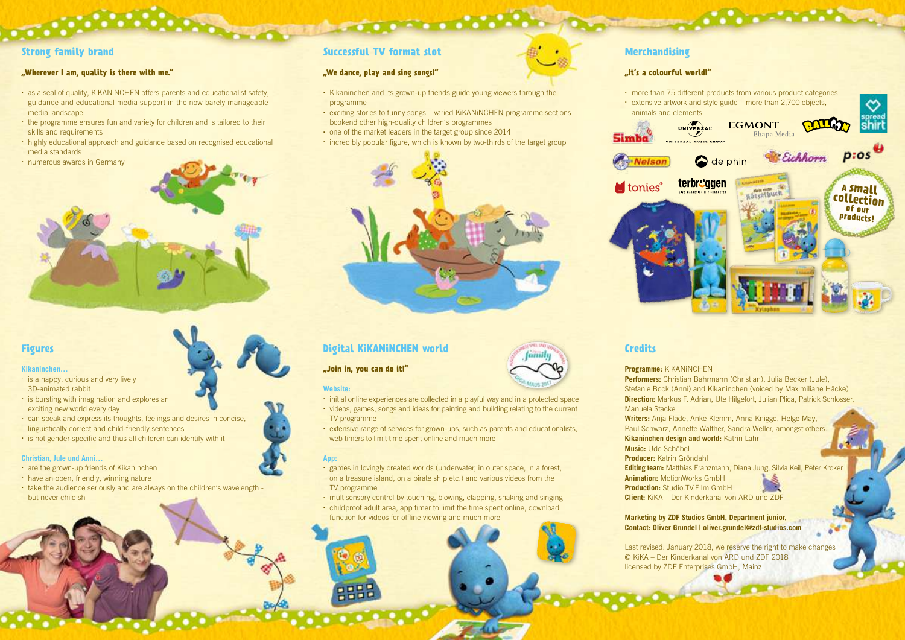## Strong family brand

### „Wherever I am, quality is there with me."

- as a seal of quality, KiKANiNCHEN offers parents and educationalist safety, guidance and educational media support in the now barely manageable media landscape
- the programme ensures fun and variety for children and is tailored to their skills and requirements
- highly educational approach and guidance based on recognised educational media standards
- numerous awards in Germany

## Figures

**Kikaninchen…**

- is a happy, curious and very lively 3D-animated rabbit
- is bursting with imagination and explores an exciting new world every day
- can speak and express its thoughts, feelings and desires in concise, linguistically correct and child-friendly sentences
- is not gender-specific and thus all children can identify with it

**Christian, Jule und Anni…**

- are the grown-up friends of Kikaninchen
- have an open, friendly, winning nature
- take the audience seriously and are always on the children's wavelength - but never childish

## Successful TV format slot

### „We dance, play and sing songs!"

- Kikaninchen and its grown-up friends guide young viewers through the programme
- exciting stories to funny songs – varied KiKANiNCHEN programme sections bookend other high-quality children's programmes
- one of the market leaders in the target group since 2014
- incredibly popular figure, which is known by two-thirds of the target group

## Digital KiKANiNCHEN world

### „Join in, you can do it!"

**Website:**

- initial online experiences are collected in a playful way and in a protected space
- videos, games, songs and ideas for painting and building relating to the current TV programme
- extensive range of services for grown-ups, such as parents and educationalists, web timers to limit time spent online and much more

**App:**

- games in lovingly created worlds (underwater, in outer space, in a forest, on a treasure island, on a pirate ship etc.) and various videos from the TV programme
- multisensory control by touching, blowing, clapping, shaking and singing
- childproof adult area, app timer to limit the time spent online, download function for videos for offline viewing and much more

## Merchandising

### „It's a colourful world!"

- more than 75 different products from various product categories
- extensive artwork and style guide – more than 2,700 objects, animals and elements

A small collection of our products!

## Credits

**Programme:** KiKANiNCHEN
**Performers:** Christian Bahrmann (Christian), Julia Becker (Jule), Stefanie Bock (Anni) and Kikaninchen (voiced by Maximiliane Häcke)
**Direction:** Markus F. Adrian, Ute Hilgefort, Julian Plica, Patrick Schlosser, Manuela Stacke
**Writers:** Anja Flade, Anke Klemm, Anna Knigge, Helge May, Paul Schwarz, Annette Walther, Sandra Weller, amongst others.
**Kikaninchen design and world:** Katrin Lahr
**Music:** Udo Schöbel
**Producer:** Katrin Gröndahl
**Editing team:** Matthias Franzmann, Diana Jung, Silvia Keil, Peter Kroker
**Animation:** MotionWorks GmbH
**Production:** Studio.TV.Film GmbH
**Client:** KiKA – Der Kinderkanal von ARD und ZDF

**Marketing by ZDF Studios GmbH, Department junior,**
**Contact: Oliver Grundel I oliver.grundel@zdf-studios.com**

Last revised: January 2018, we reserve the right to make changes
© KiKA – Der Kinderkanal von ARD und ZDF 2018
licensed by ZDF Enterprises GmbH, Mainz